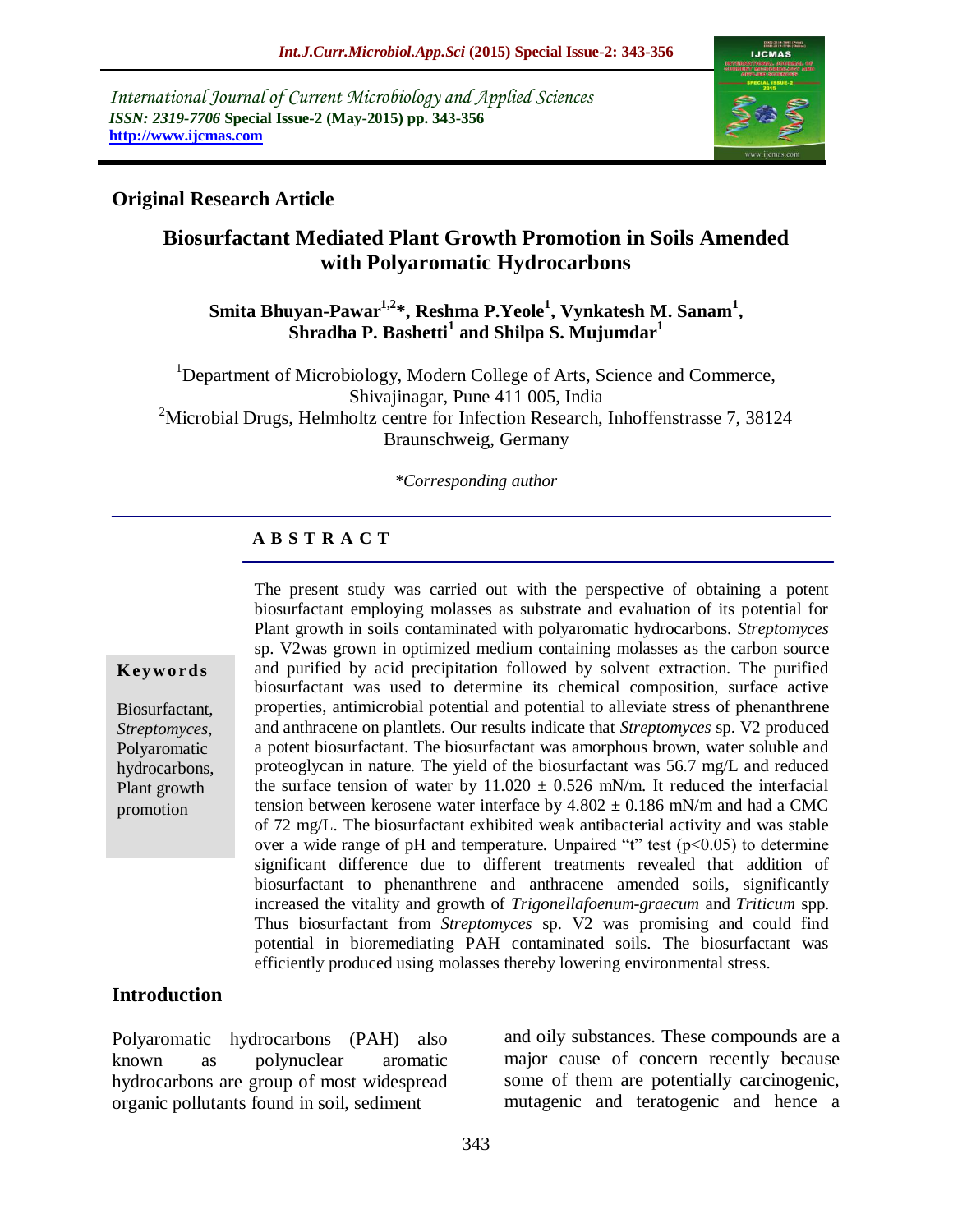International Journal of Current Microbiology and Applied Sciences
*ISSN: 2319-7706* **Special Issue-2 (May-2015) pp. 343-356**
**http://www.ijcmas.com**

**Original Research Article**

# Biosurfactant Mediated Plant Growth Promotion in Soils Amended with Polyaromatic Hydrocarbons

**Smita Bhuyan-Pawar[1,2]\*, Reshma P.Yeole[1], Vynkatesh M. Sanam[1], Shradha P. Bashetti[1] and Shilpa S. Mujumdar[1]**

[1]Department of Microbiology, Modern College of Arts, Science and Commerce, Shivajinagar, Pune 411 005, India
[2]Microbial Drugs, Helmholtz centre for Infection Research, Inhoffenstrasse 7, 38124 Braunschweig, Germany

*\*Corresponding author*

## A B S T R A C T

**Keywords**

Biosurfactant, *Streptomyces*, Polyaromatic hydrocarbons, Plant growth promotion

The present study was carried out with the perspective of obtaining a potent biosurfactant employing molasses as substrate and evaluation of its potential for Plant growth in soils contaminated with polyaromatic hydrocarbons. *Streptomyces* sp. V2was grown in optimized medium containing molasses as the carbon source and purified by acid precipitation followed by solvent extraction. The purified biosurfactant was used to determine its chemical composition, surface active properties, antimicrobial potential and potential to alleviate stress of phenanthrene and anthracene on plantlets. Our results indicate that *Streptomyces* sp. V2 produced a potent biosurfactant. The biosurfactant was amorphous brown, water soluble and proteoglycan in nature. The yield of the biosurfactant was 56.7 mg/L and reduced the surface tension of water by $11.020 \pm 0.526$ mN/m. It reduced the interfacial tension between kerosene water interface by $4.802 \pm 0.186$ mN/m and had a CMC of 72 mg/L. The biosurfactant exhibited weak antibacterial activity and was stable over a wide range of pH and temperature. Unpaired "t" test ($p<0.05$) to determine significant difference due to different treatments revealed that addition of biosurfactant to phenanthrene and anthracene amended soils, significantly increased the vitality and growth of *Trigonellafoenum-graecum* and *Triticum* spp. Thus biosurfactant from *Streptomyces* sp. V2 was promising and could find potential in bioremediating PAH contaminated soils. The biosurfactant was efficiently produced using molasses thereby lowering environmental stress.

## Introduction

Polyaromatic hydrocarbons (PAH) also known as polynuclear aromatic hydrocarbons are group of most widespread organic pollutants found in soil, sediment and oily substances. These compounds are a major cause of concern recently because some of them are potentially carcinogenic, mutagenic and teratogenic and hence a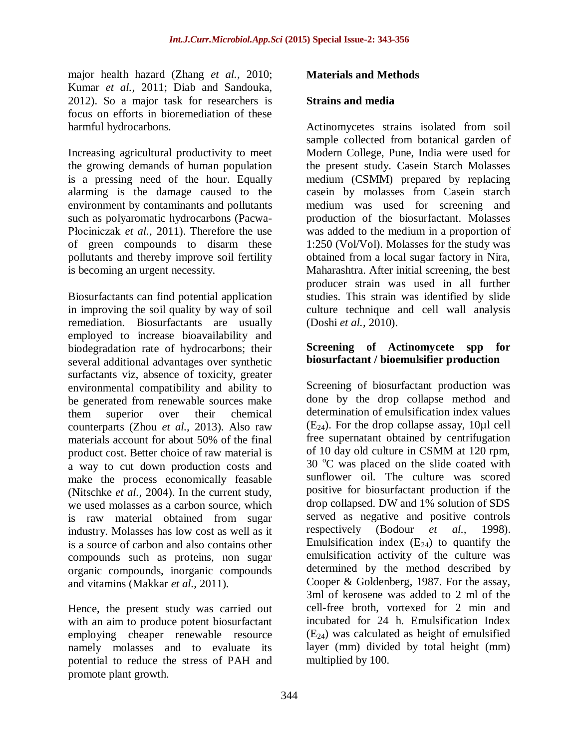major health hazard (Zhang *et al.,* 2010; Kumar *et al.,* 2011; Diab and Sandouka, 2012). So a major task for researchers is focus on efforts in bioremediation of these harmful hydrocarbons.

Increasing agricultural productivity to meet the growing demands of human population is a pressing need of the hour. Equally alarming is the damage caused to the environment by contaminants and pollutants such as polyaromatic hydrocarbons (Pacwa-Płociniczak *et al.,* 2011). Therefore the use of green compounds to disarm these pollutants and thereby improve soil fertility is becoming an urgent necessity.

Biosurfactants can find potential application in improving the soil quality by way of soil remediation. Biosurfactants are usually employed to increase bioavailability and biodegradation rate of hydrocarbons; their several additional advantages over synthetic surfactants viz, absence of toxicity, greater environmental compatibility and ability to be generated from renewable sources make them superior over their chemical counterparts (Zhou *et al.,* 2013). Also raw materials account for about 50% of the final product cost. Better choice of raw material is a way to cut down production costs and make the process economically feasable (Nitschke *et al.,* 2004). In the current study, we used molasses as a carbon source, which is raw material obtained from sugar industry. Molasses has low cost as well as it is a source of carbon and also contains other compounds such as proteins, non sugar organic compounds, inorganic compounds and vitamins (Makkar *et al.,* 2011).

Hence, the present study was carried out with an aim to produce potent biosurfactant employing cheaper renewable resource namely molasses and to evaluate its potential to reduce the stress of PAH and promote plant growth.

## Materials and Methods

### Strains and media

Actinomycetes strains isolated from soil sample collected from botanical garden of Modern College, Pune, India were used for the present study. Casein Starch Molasses medium (CSMM) prepared by replacing casein by molasses from Casein starch medium was used for screening and production of the biosurfactant. Molasses was added to the medium in a proportion of 1:250 (Vol/Vol). Molasses for the study was obtained from a local sugar factory in Nira, Maharashtra. After initial screening, the best producer strain was used in all further studies. This strain was identified by slide culture technique and cell wall analysis (Doshi *et al.,* 2010).

### Screening of Actinomycete spp for biosurfactant / bioemulsifier production

Screening of biosurfactant production was done by the drop collapse method and determination of emulsification index values ($E_{24}$). For the drop collapse assay, 10µl cell free supernatant obtained by centrifugation of 10 day old culture in CSMM at 120 rpm, 30 $^{o}$C was placed on the slide coated with sunflower oil. The culture was scored positive for biosurfactant production if the drop collapsed. DW and 1% solution of SDS served as negative and positive controls respectively (Bodour *et al.,* 1998). Emulsification index ($E_{24}$) to quantify the emulsification activity of the culture was determined by the method described by Cooper & Goldenberg, 1987. For the assay, 3ml of kerosene was added to 2 ml of the cell-free broth, vortexed for 2 min and incubated for 24 h. Emulsification Index ($E_{24}$) was calculated as height of emulsified layer (mm) divided by total height (mm) multiplied by 100.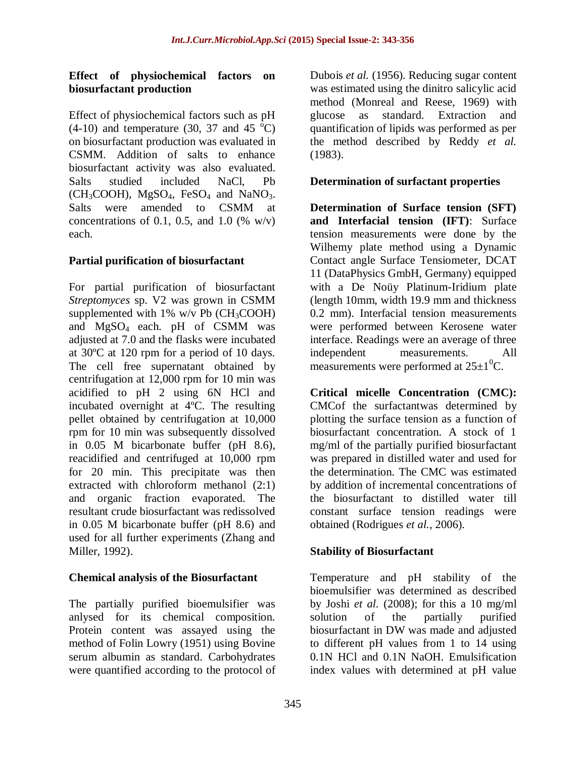### Effect of physiochemical factors on biosurfactant production

Effect of physiochemical factors such as pH (4-10) and temperature (30, 37 and 45 $^{o}$C) on biosurfactant production was evaluated in CSMM. Addition of salts to enhance biosurfactant activity was also evaluated. Salts studied included NaCl, Pb ($CH_3COOH$), $MgSO_4$, $FeSO_4$ and $NaNO_3$. Salts were amended to CSMM at concentrations of 0.1, 0.5, and 1.0 (% w/v) each.

### Partial purification of biosurfactant

For partial purification of biosurfactant *Streptomyces* sp. V2 was grown in CSMM supplemented with 1% w/v Pb ($CH_3COOH$) and $MgSO_4$ each. pH of CSMM was adjusted at 7.0 and the flasks were incubated at 30ºC at 120 rpm for a period of 10 days. The cell free supernatant obtained by centrifugation at 12,000 rpm for 10 min was acidified to pH 2 using 6N HCl and incubated overnight at 4ºC. The resulting pellet obtained by centrifugation at 10,000 rpm for 10 min was subsequently dissolved in 0.05 M bicarbonate buffer (pH 8.6), reacidified and centrifuged at 10,000 rpm for 20 min. This precipitate was then extracted with chloroform methanol (2:1) and organic fraction evaporated. The resultant crude biosurfactant was redissolved in 0.05 M bicarbonate buffer (pH 8.6) and used for all further experiments (Zhang and Miller, 1992).

### Chemical analysis of the Biosurfactant

The partially purified bioemulsifier was anlysed for its chemical composition. Protein content was assayed using the method of Folin Lowry (1951) using Bovine serum albumin as standard. Carbohydrates were quantified according to the protocol of Dubois *et al.* (1956). Reducing sugar content was estimated using the dinitro salicylic acid method (Monreal and Reese, 1969) with glucose as standard. Extraction and quantification of lipids was performed as per the method described by Reddy *et al.* (1983).

### Determination of surfactant properties

**Determination of Surface tension (SFT) and Interfacial tension (IFT)**: Surface tension measurements were done by the Wilhemy plate method using a Dynamic Contact angle Surface Tensiometer, DCAT 11 (DataPhysics GmbH, Germany) equipped with a De Noüy Platinum-Iridium plate (length 10mm, width 19.9 mm and thickness 0.2 mm). Interfacial tension measurements were performed between Kerosene water interface. Readings were an average of three independent measurements. All measurements were performed at 25±1$^{0}$C.

**Critical micelle Concentration (CMC):** CMCof the surfactantwas determined by plotting the surface tension as a function of biosurfactant concentration. A stock of 1 mg/ml of the partially purified biosurfactant was prepared in distilled water and used for the determination. The CMC was estimated by addition of incremental concentrations of the biosurfactant to distilled water till constant surface tension readings were obtained (Rodrigues *et al.*, 2006).

### Stability of Biosurfactant

Temperature and pH stability of the bioemulsifier was determined as described by Joshi *et al.* (2008); for this a 10 mg/ml solution of the partially purified biosurfactant in DW was made and adjusted to different pH values from 1 to 14 using 0.1N HCl and 0.1N NaOH. Emulsification index values with determined at pH value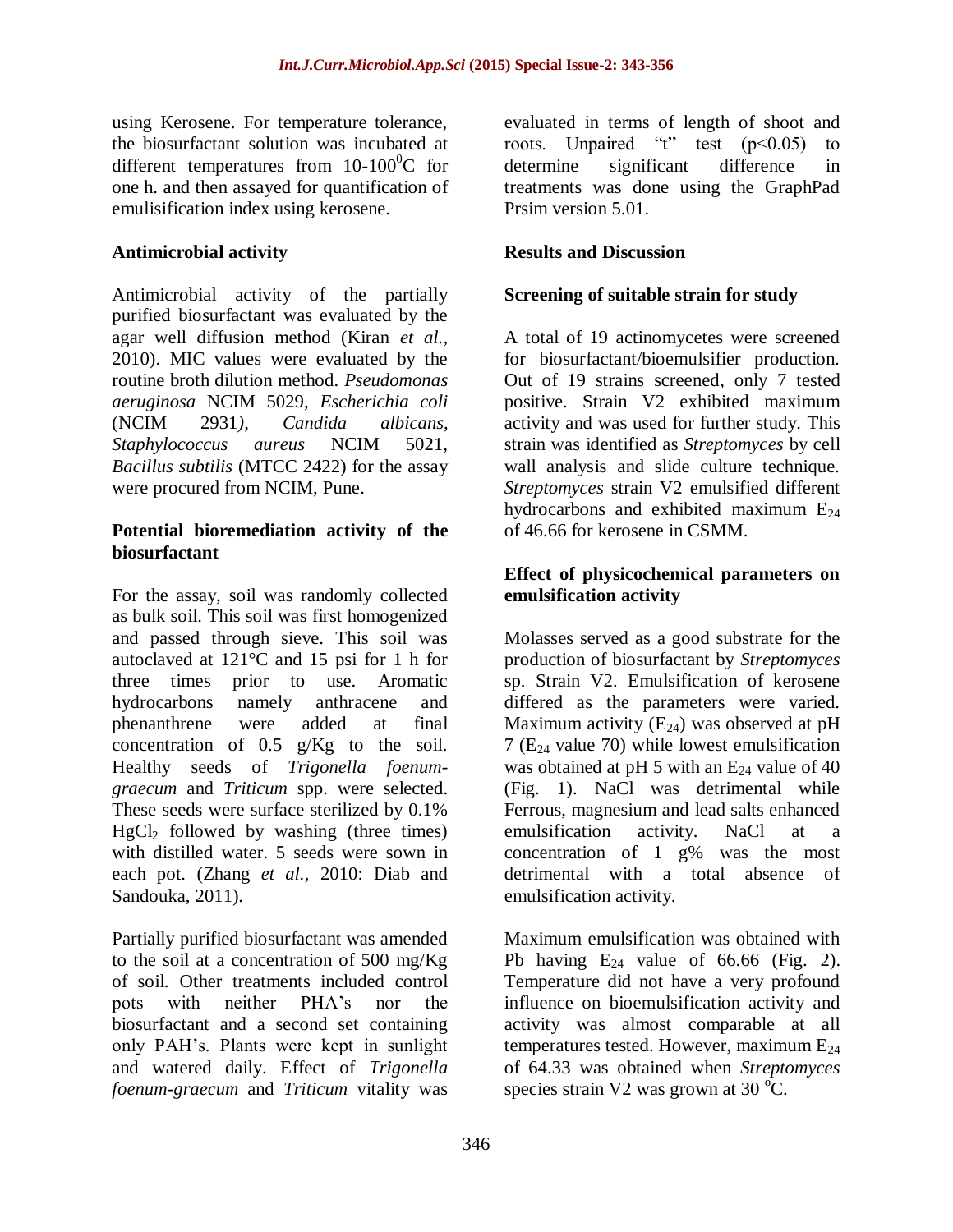using Kerosene. For temperature tolerance, the biosurfactant solution was incubated at different temperatures from 10-100$^0$C for one h. and then assayed for quantification of emulisification index using kerosene.

## Antimicrobial activity

Antimicrobial activity of the partially purified biosurfactant was evaluated by the agar well diffusion method (Kiran *et al.,* 2010). MIC values were evaluated by the routine broth dilution method. *Pseudomonas aeruginosa* NCIM 5029*, Escherichia coli* (NCIM 2931*), Candida albicans, Staphylococcus aureus* NCIM 5021*, Bacillus subtilis* (MTCC 2422) for the assay were procured from NCIM, Pune.

## Potential bioremediation activity of the biosurfactant

For the assay, soil was randomly collected as bulk soil. This soil was first homogenized and passed through sieve. This soil was autoclaved at 121°C and 15 psi for 1 h for three times prior to use. Aromatic hydrocarbons namely anthracene and phenanthrene were added at final concentration of 0.5 g/Kg to the soil. Healthy seeds of *Trigonella foenum-graecum* and *Triticum* spp. were selected. These seeds were surface sterilized by 0.1% $HgCl_2$ followed by washing (three times) with distilled water. 5 seeds were sown in each pot. (Zhang *et al.,* 2010: Diab and Sandouka, 2011).

Partially purified biosurfactant was amended to the soil at a concentration of 500 mg/Kg of soil. Other treatments included control pots with neither PHA's nor the biosurfactant and a second set containing only PAH's. Plants were kept in sunlight and watered daily. Effect of *Trigonella foenum-graecum* and *Triticum* vitality was evaluated in terms of length of shoot and roots. Unpaired "t" test ($p<0.05$) to determine significant difference in treatments was done using the GraphPad Prsim version 5.01.

## Results and Discussion

### Screening of suitable strain for study

A total of 19 actinomycetes were screened for biosurfactant/bioemulsifier production. Out of 19 strains screened, only 7 tested positive. Strain V2 exhibited maximum activity and was used for further study. This strain was identified as *Streptomyces* by cell wall analysis and slide culture technique. *Streptomyces* strain V2 emulsified different hydrocarbons and exhibited maximum $E_{24}$ of 46.66 for kerosene in CSMM.

### Effect of physicochemical parameters on emulsification activity

Molasses served as a good substrate for the production of biosurfactant by *Streptomyces* sp. Strain V2. Emulsification of kerosene differed as the parameters were varied. Maximum activity ($E_{24}$) was observed at pH 7 ($E_{24}$ value 70) while lowest emulsification was obtained at pH 5 with an $E_{24}$ value of 40 (Fig. 1). NaCl was detrimental while Ferrous, magnesium and lead salts enhanced emulsification activity. NaCl at a concentration of 1 g% was the most detrimental with a total absence of emulsification activity.

Maximum emulsification was obtained with Pb having $E_{24}$ value of 66.66 (Fig. 2). Temperature did not have a very profound influence on bioemulsification activity and activity was almost comparable at all temperatures tested. However, maximum $E_{24}$ of 64.33 was obtained when *Streptomyces* species strain V2 was grown at 30 $^o$C.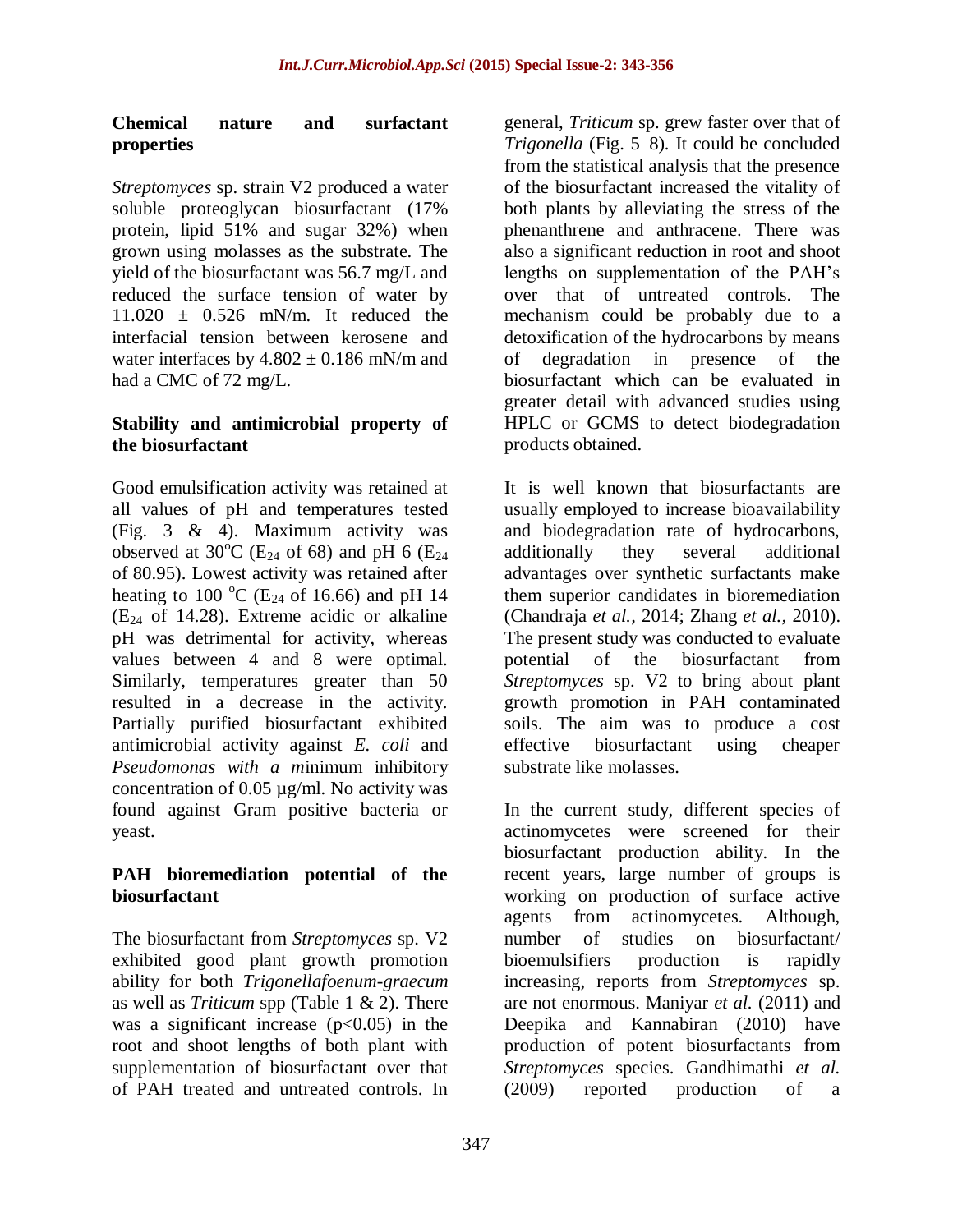### Chemical nature and surfactant properties

*Streptomyces* sp. strain V2 produced a water soluble proteoglycan biosurfactant (17% protein, lipid 51% and sugar 32%) when grown using molasses as the substrate. The yield of the biosurfactant was 56.7 mg/L and reduced the surface tension of water by 11.020 ± 0.526 mN/m. It reduced the interfacial tension between kerosene and water interfaces by 4.802 ± 0.186 mN/m and had a CMC of 72 mg/L.

### Stability and antimicrobial property of the biosurfactant

Good emulsification activity was retained at all values of pH and temperatures tested (Fig. 3 & 4). Maximum activity was observed at 30$^{o}$C ($E_{24}$ of 68) and pH 6 ($E_{24}$ of 80.95). Lowest activity was retained after heating to 100 $^{o}$C ($E_{24}$ of 16.66) and pH 14 ($E_{24}$ of 14.28). Extreme acidic or alkaline pH was detrimental for activity, whereas values between 4 and 8 were optimal. Similarly, temperatures greater than 50 resulted in a decrease in the activity. Partially purified biosurfactant exhibited antimicrobial activity against *E. coli* and *Pseudomonas with a m*inimum inhibitory concentration of 0.05 µg/ml. No activity was found against Gram positive bacteria or yeast.

### PAH bioremediation potential of the biosurfactant

The biosurfactant from *Streptomyces* sp. V2 exhibited good plant growth promotion ability for both *Trigonellafoenum-graecum* as well as *Triticum* spp (Table 1 & 2). There was a significant increase ($p<0.05$) in the root and shoot lengths of both plant with supplementation of biosurfactant over that of PAH treated and untreated controls. In general, *Triticum* sp. grew faster over that of *Trigonella* (Fig. 5–8). It could be concluded from the statistical analysis that the presence of the biosurfactant increased the vitality of both plants by alleviating the stress of the phenanthrene and anthracene. There was also a significant reduction in root and shoot lengths on supplementation of the PAH's over that of untreated controls. The mechanism could be probably due to a detoxification of the hydrocarbons by means of degradation in presence of the biosurfactant which can be evaluated in greater detail with advanced studies using HPLC or GCMS to detect biodegradation products obtained.

It is well known that biosurfactants are usually employed to increase bioavailability and biodegradation rate of hydrocarbons, additionally they several additional advantages over synthetic surfactants make them superior candidates in bioremediation (Chandraja *et al.,* 2014; Zhang *et al.,* 2010). The present study was conducted to evaluate potential of the biosurfactant from *Streptomyces* sp. V2 to bring about plant growth promotion in PAH contaminated soils. The aim was to produce a cost effective biosurfactant using cheaper substrate like molasses.

In the current study, different species of actinomycetes were screened for their biosurfactant production ability. In the recent years, large number of groups is working on production of surface active agents from actinomycetes. Although, number of studies on biosurfactant/ bioemulsifiers production is rapidly increasing, reports from *Streptomyces* sp. are not enormous. Maniyar *et al.* (2011) and Deepika and Kannabiran (2010) have production of potent biosurfactants from *Streptomyces* species. Gandhimathi *et al.* (2009) reported production of a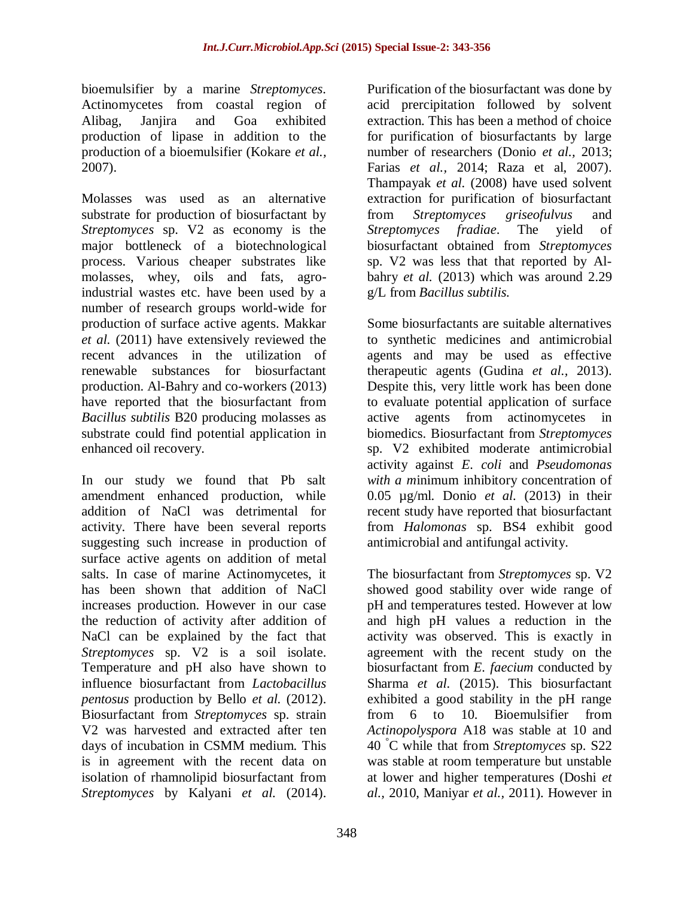bioemulsifier by a marine *Streptomyces*. Actinomycetes from coastal region of Alibag, Janjira and Goa exhibited production of lipase in addition to the production of a bioemulsifier (Kokare *et al.*, 2007).

Molasses was used as an alternative substrate for production of biosurfactant by *Streptomyces* sp. V2 as economy is the major bottleneck of a biotechnological process. Various cheaper substrates like molasses, whey, oils and fats, agro-industrial wastes etc. have been used by a number of research groups world-wide for production of surface active agents. Makkar *et al.* (2011) have extensively reviewed the recent advances in the utilization of renewable substances for biosurfactant production. Al-Bahry and co-workers (2013) have reported that the biosurfactant from *Bacillus subtilis* B20 producing molasses as substrate could find potential application in enhanced oil recovery.

In our study we found that Pb salt amendment enhanced production, while addition of NaCl was detrimental for activity. There have been several reports suggesting such increase in production of surface active agents on addition of metal salts. In case of marine Actinomycetes, it has been shown that addition of NaCl increases production. However in our case the reduction of activity after addition of NaCl can be explained by the fact that *Streptomyces* sp. V2 is a soil isolate. Temperature and pH also have shown to influence biosurfactant from *Lactobacillus pentosus* production by Bello *et al.* (2012). Biosurfactant from *Streptomyces* sp. strain V2 was harvested and extracted after ten days of incubation in CSMM medium. This is in agreement with the recent data on isolation of rhamnolipid biosurfactant from *Streptomyces* by Kalyani *et al.* (2014). Purification of the biosurfactant was done by acid prercipitation followed by solvent extraction. This has been a method of choice for purification of biosurfactants by large number of researchers (Donio *et al.*, 2013; Farias *et al.*, 2014; Raza et al, 2007). Thampayak *et al.* (2008) have used solvent extraction for purification of biosurfactant from *Streptomyces griseofulvus* and *Streptomyces fradiae*. The yield of biosurfactant obtained from *Streptomyces* sp. V2 was less that that reported by Al-bahry *et al.* (2013) which was around 2.29 g/L from *Bacillus subtilis.*

Some biosurfactants are suitable alternatives to synthetic medicines and antimicrobial agents and may be used as effective therapeutic agents (Gudina *et al.*, 2013). Despite this, very little work has been done to evaluate potential application of surface active agents from actinomycetes in biomedics. Biosurfactant from *Streptomyces* sp. V2 exhibited moderate antimicrobial activity against *E. coli* and *Pseudomonas with a m*inimum inhibitory concentration of 0.05 µg/ml. Donio *et al.* (2013) in their recent study have reported that biosurfactant from *Halomonas* sp. BS4 exhibit good antimicrobial and antifungal activity.

The biosurfactant from *Streptomyces* sp. V2 showed good stability over wide range of pH and temperatures tested. However at low and high pH values a reduction in the activity was observed. This is exactly in agreement with the recent study on the biosurfactant from *E. faecium* conducted by Sharma *et al.* (2015). This biosurfactant exhibited a good stability in the pH range from 6 to 10. Bioemulsifier from *Actinopolyspora* A18 was stable at 10 and 40 $^{\circ}$C while that from *Streptomyces* sp. S22 was stable at room temperature but unstable at lower and higher temperatures (Doshi *et al.*, 2010, Maniyar *et al.*, 2011). However in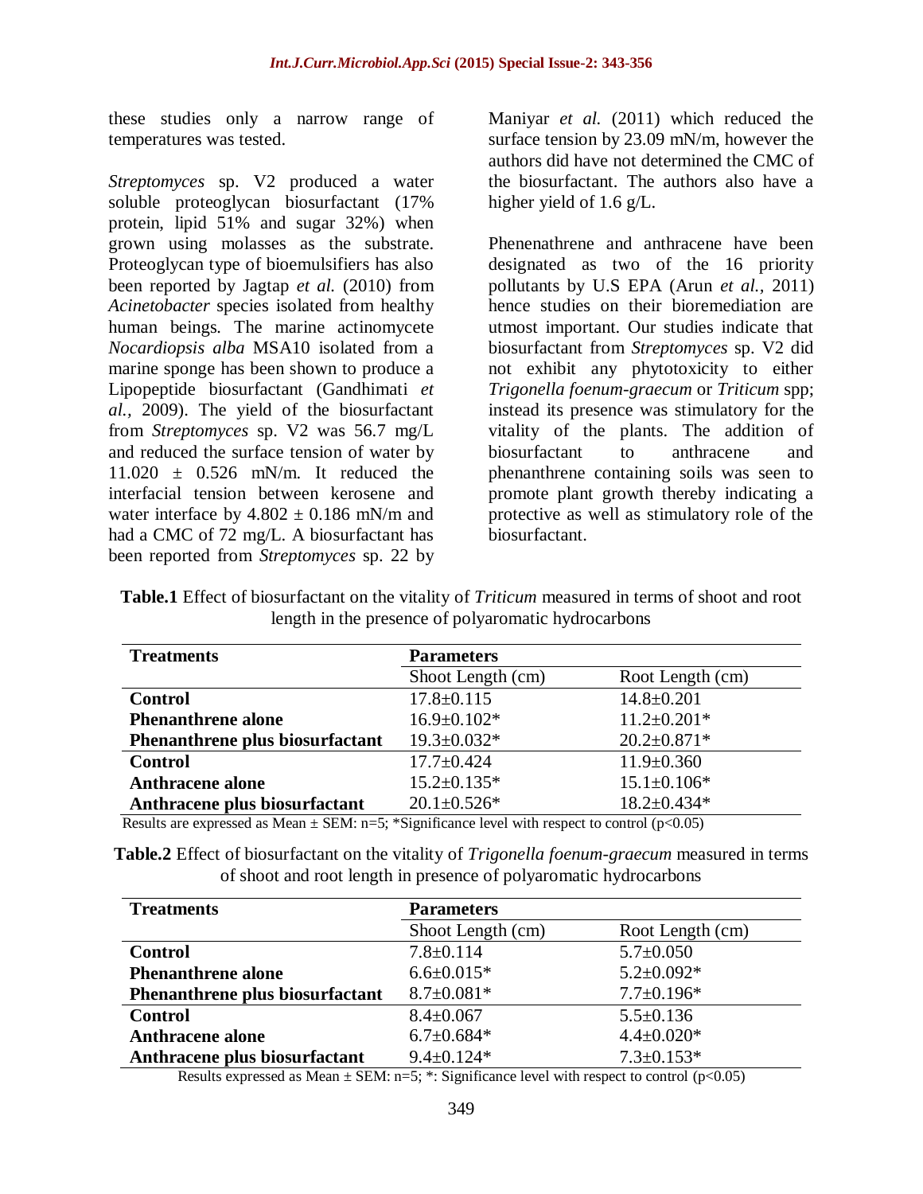these studies only a narrow range of temperatures was tested.

*Streptomyces* sp. V2 produced a water soluble proteoglycan biosurfactant (17% protein, lipid 51% and sugar 32%) when grown using molasses as the substrate. Proteoglycan type of bioemulsifiers has also been reported by Jagtap *et al.* (2010) from *Acinetobacter* species isolated from healthy human beings. The marine actinomycete *Nocardiopsis alba* MSA10 isolated from a marine sponge has been shown to produce a Lipopeptide biosurfactant (Gandhimati *et al.,* 2009). The yield of the biosurfactant from *Streptomyces* sp. V2 was 56.7 mg/L and reduced the surface tension of water by $11.020 \pm 0.526$ mN/m. It reduced the interfacial tension between kerosene and water interface by $4.802 \pm 0.186$ mN/m and had a CMC of 72 mg/L. A biosurfactant has been reported from *Streptomyces* sp. 22 by Maniyar *et al.* (2011) which reduced the surface tension by 23.09 mN/m, however the authors did have not determined the CMC of the biosurfactant. The authors also have a higher yield of 1.6 g/L.

Phenenathrene and anthracene have been designated as two of the 16 priority pollutants by U.S EPA (Arun *et al.,* 2011) hence studies on their bioremediation are utmost important. Our studies indicate that biosurfactant from *Streptomyces* sp. V2 did not exhibit any phytotoxicity to either *Trigonella foenum-graecum* or *Triticum* spp; instead its presence was stimulatory for the vitality of the plants. The addition of biosurfactant to anthracene and phenanthrene containing soils was seen to promote plant growth thereby indicating a protective as well as stimulatory role of the biosurfactant.

**Table.1** Effect of biosurfactant on the vitality of *Triticum* measured in terms of shoot and root length in the presence of polyaromatic hydrocarbons

| Treatments | Parameters | |
|---|---|---|
| | Shoot Length (cm) | Root Length (cm) |
| **Control** | 17.8±0.115 | 14.8±0.201 |
| **Phenanthrene alone** | 16.9±0.102* | 11.2±0.201* |
| **Phenanthrene plus biosurfactant** | 19.3±0.032* | 20.2±0.871* |
| **Control** | 17.7±0.424 | 11.9±0.360 |
| **Anthracene alone** | 15.2±0.135* | 15.1±0.106* |
| **Anthracene plus biosurfactant** | 20.1±0.526* | 18.2±0.434* |

Results are expressed as Mean ± SEM: n=5; *Significance level with respect to control ($p<0.05$)

**Table.2** Effect of biosurfactant on the vitality of *Trigonella foenum-graecum* measured in terms of shoot and root length in presence of polyaromatic hydrocarbons

| Treatments | Parameters | |
|---|---|---|
| | Shoot Length (cm) | Root Length (cm) |
| **Control** | 7.8±0.114 | 5.7±0.050 |
| **Phenanthrene alone** | 6.6±0.015* | 5.2±0.092* |
| **Phenanthrene plus biosurfactant** | 8.7±0.081* | 7.7±0.196* |
| **Control** | 8.4±0.067 | 5.5±0.136 |
| **Anthracene alone** | 6.7±0.684* | 4.4±0.020* |
| **Anthracene plus biosurfactant** | 9.4±0.124* | 7.3±0.153* |

Results expressed as Mean ± SEM: n=5; *: Significance level with respect to control ($p<0.05$)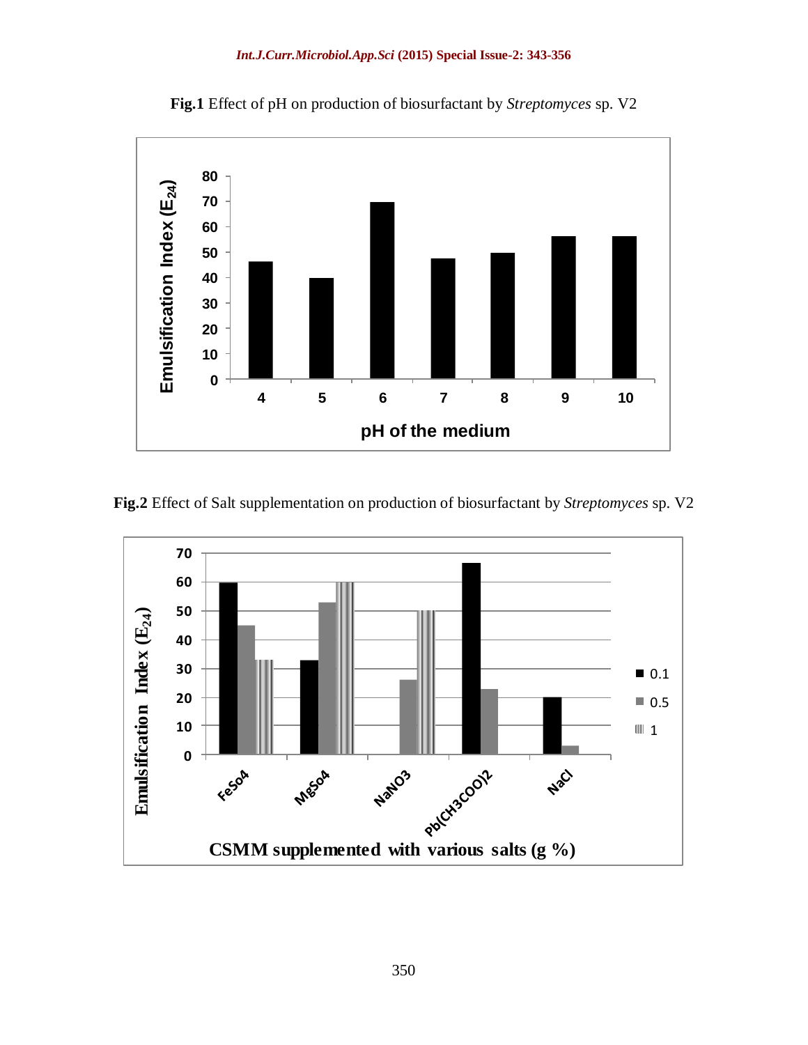**Fig.1** Effect of pH on production of biosurfactant by *Streptomyces* sp. V2

**Fig.2** Effect of Salt supplementation on production of biosurfactant by *Streptomyces* sp. V2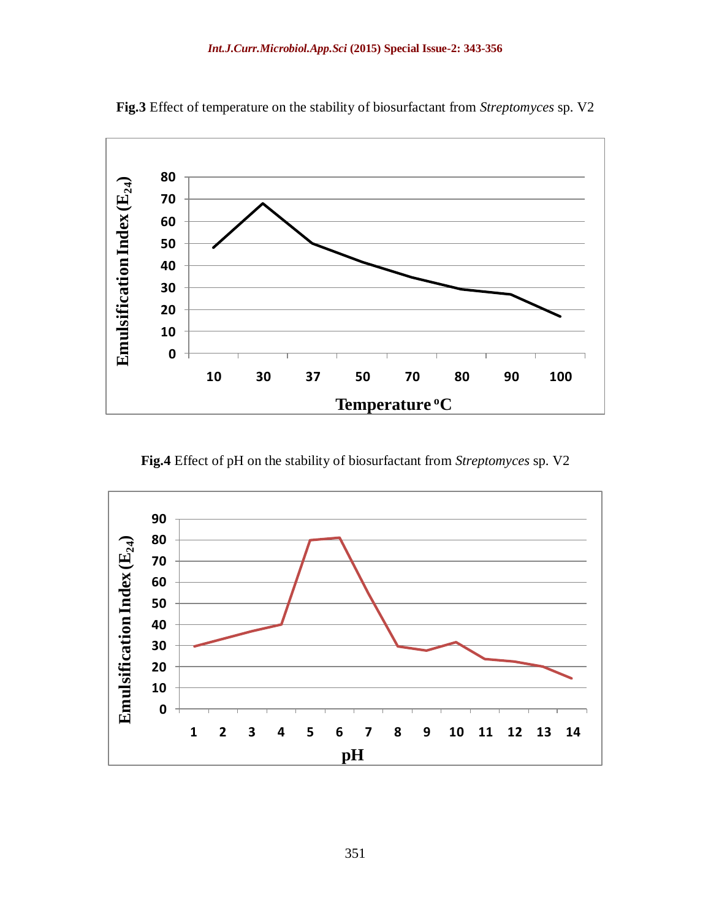**Fig.3** Effect of temperature on the stability of biosurfactant from *Streptomyces* sp. V2

**Fig.4** Effect of pH on the stability of biosurfactant from *Streptomyces* sp. V2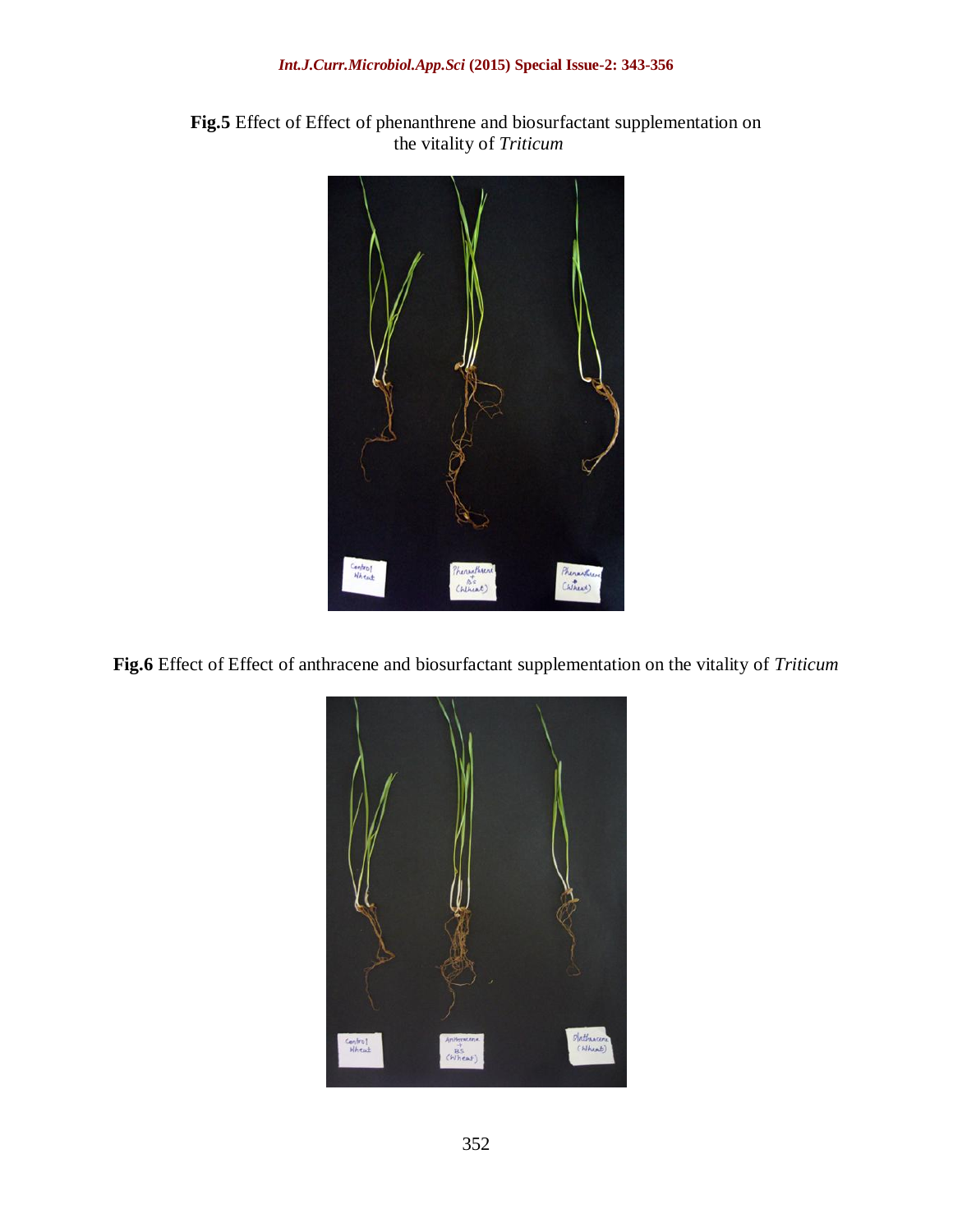**Fig.5** Effect of Effect of phenanthrene and biosurfactant supplementation on the vitality of *Triticum*

**Fig.6** Effect of Effect of anthracene and biosurfactant supplementation on the vitality of *Triticum*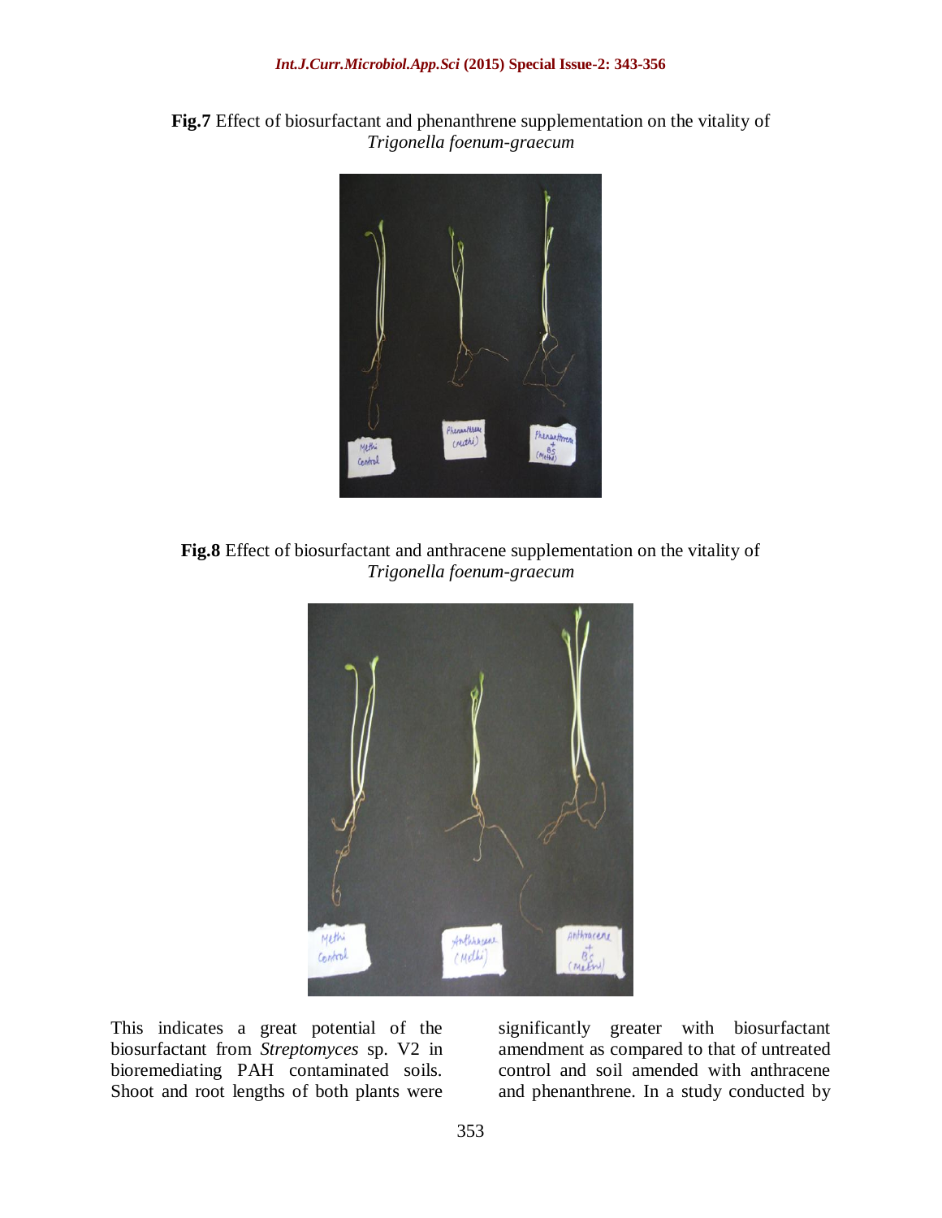**Fig.7** Effect of biosurfactant and phenanthrene supplementation on the vitality of *Trigonella foenum-graecum*

**Fig.8** Effect of biosurfactant and anthracene supplementation on the vitality of *Trigonella foenum-graecum*

This indicates a great potential of the biosurfactant from *Streptomyces* sp. V2 in bioremediating PAH contaminated soils. Shoot and root lengths of both plants were significantly greater with biosurfactant amendment as compared to that of untreated control and soil amended with anthracene and phenanthrene. In a study conducted by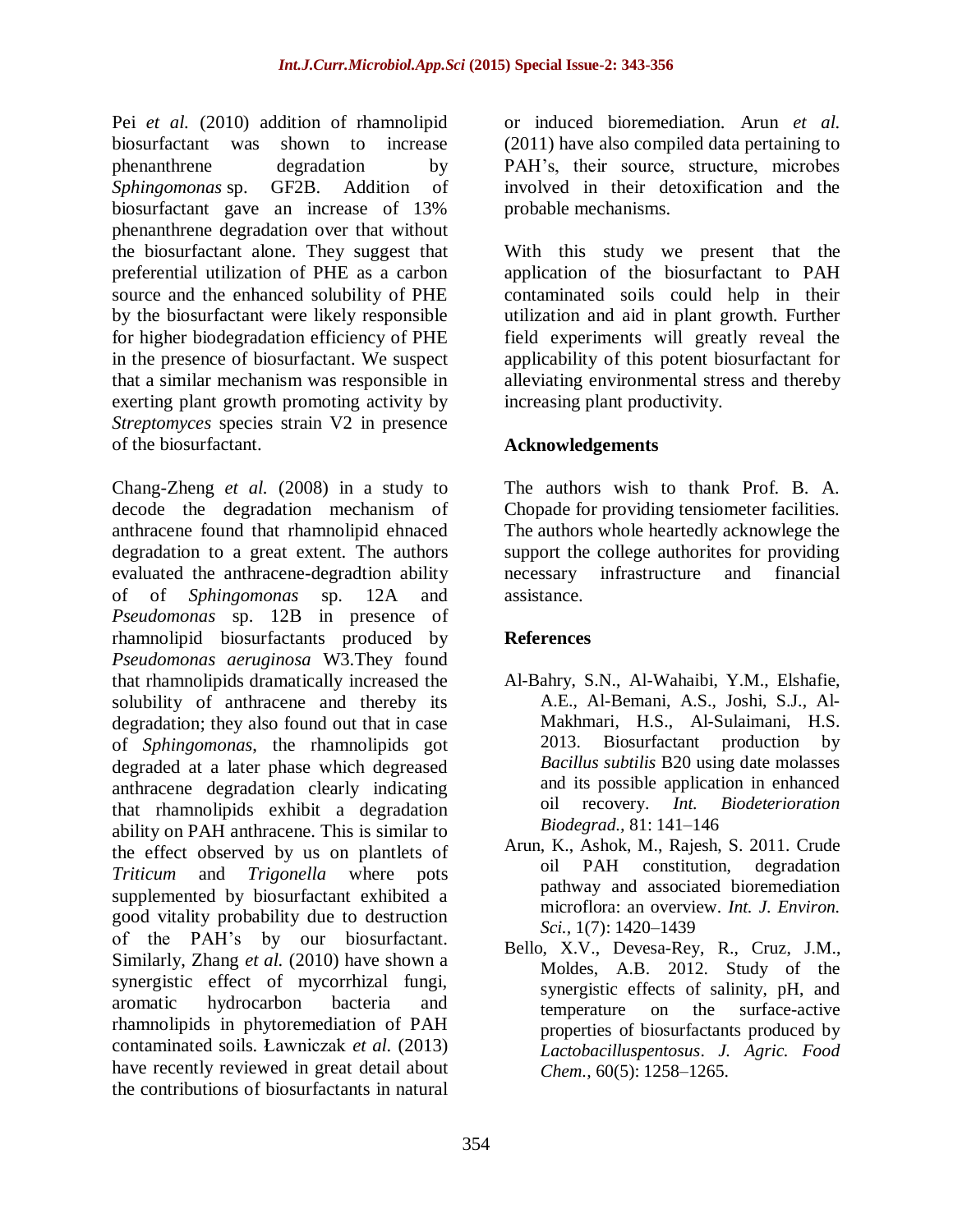Pei *et al.* (2010) addition of rhamnolipid biosurfactant was shown to increase phenanthrene degradation by *Sphingomonas* sp. GF2B. Addition of biosurfactant gave an increase of 13% phenanthrene degradation over that without the biosurfactant alone. They suggest that preferential utilization of PHE as a carbon source and the enhanced solubility of PHE by the biosurfactant were likely responsible for higher biodegradation efficiency of PHE in the presence of biosurfactant. We suspect that a similar mechanism was responsible in exerting plant growth promoting activity by *Streptomyces* species strain V2 in presence of the biosurfactant.

Chang-Zheng *et al.* (2008) in a study to decode the degradation mechanism of anthracene found that rhamnolipid ehnaced degradation to a great extent. The authors evaluated the anthracene-degradtion ability of of *Sphingomonas* sp. 12A and *Pseudomonas* sp. 12B in presence of rhamnolipid biosurfactants produced by *Pseudomonas aeruginosa* W3.They found that rhamnolipids dramatically increased the solubility of anthracene and thereby its degradation; they also found out that in case of *Sphingomonas*, the rhamnolipids got degraded at a later phase which degreased anthracene degradation clearly indicating that rhamnolipids exhibit a degradation ability on PAH anthracene. This is similar to the effect observed by us on plantlets of *Triticum* and *Trigonella* where pots supplemented by biosurfactant exhibited a good vitality probability due to destruction of the PAH's by our biosurfactant. Similarly, Zhang *et al.* (2010) have shown a synergistic effect of mycorrhizal fungi, aromatic hydrocarbon bacteria and rhamnolipids in phytoremediation of PAH contaminated soils. Ławniczak *et al.* (2013) have recently reviewed in great detail about the contributions of biosurfactants in natural or induced bioremediation. Arun *et al.* (2011) have also compiled data pertaining to PAH's, their source, structure, microbes involved in their detoxification and the probable mechanisms.

With this study we present that the application of the biosurfactant to PAH contaminated soils could help in their utilization and aid in plant growth. Further field experiments will greatly reveal the applicability of this potent biosurfactant for alleviating environmental stress and thereby increasing plant productivity.

## Acknowledgements

The authors wish to thank Prof. B. A. Chopade for providing tensiometer facilities. The authors whole heartedly acknowlege the support the college authorites for providing necessary infrastructure and financial assistance.

## References

- Al-Bahry, S.N., Al-Wahaibi, Y.M., Elshafie, A.E., Al-Bemani, A.S., Joshi, S.J., Al-Makhmari, H.S., Al-Sulaimani, H.S. 2013. Biosurfactant production by *Bacillus subtilis* B20 using date molasses and its possible application in enhanced oil recovery. *Int. Biodeterioration Biodegrad.,* 81: 141–146
- Arun, K., Ashok, M., Rajesh, S. 2011. Crude oil PAH constitution, degradation pathway and associated bioremediation microflora: an overview. *Int. J. Environ. Sci.,* 1(7): 1420–1439
- Bello, X.V., Devesa-Rey, R., Cruz, J.M., Moldes, A.B. 2012. Study of the synergistic effects of salinity, pH, and temperature on the surface-active properties of biosurfactants produced by *Lactobacilluspentosus*. *J. Agric. Food Chem.,* 60(5): 1258–1265.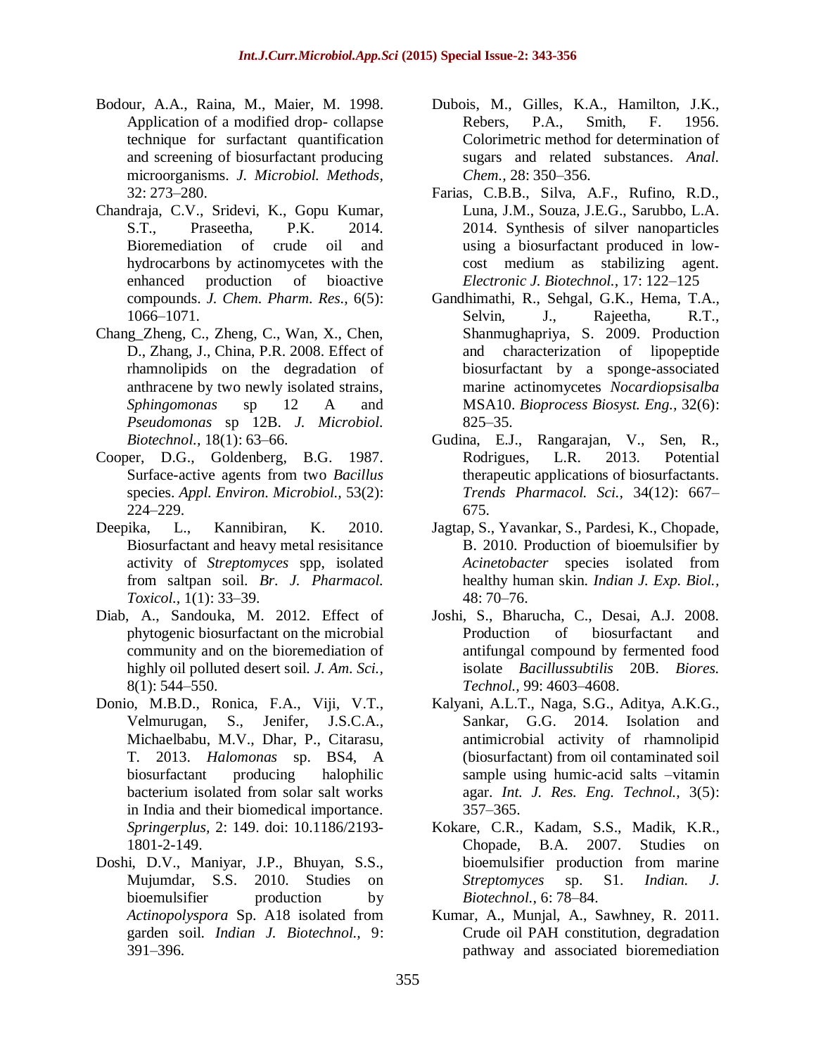Bodour, A.A., Raina, M., Maier, M. 1998. Application of a modified drop- collapse technique for surfactant quantification and screening of biosurfactant producing microorganisms. *J. Microbiol. Methods,* 32: 273–280.

Chandraja, C.V., Sridevi, K., Gopu Kumar, S.T., Praseetha, P.K. 2014. Bioremediation of crude oil and hydrocarbons by actinomycetes with the enhanced production of bioactive compounds. *J. Chem. Pharm. Res.,* 6(5): 1066–1071.

Chang_Zheng, C., Zheng, C., Wan, X., Chen, D., Zhang, J., China, P.R. 2008. Effect of rhamnolipids on the degradation of anthracene by two newly isolated strains, *Sphingomonas* sp 12 A and *Pseudomonas* sp 12B. *J. Microbiol. Biotechnol.,* 18(1): 63–66.

Cooper, D.G., Goldenberg, B.G. 1987. Surface-active agents from two *Bacillus* species. *Appl. Environ. Microbiol.,* 53(2): 224–229.

Deepika, L., Kannibiran, K. 2010. Biosurfactant and heavy metal resisitance activity of *Streptomyces* spp, isolated from saltpan soil. *Br. J. Pharmacol. Toxicol.,* 1(1): 33–39.

Diab, A., Sandouka, M. 2012. Effect of phytogenic biosurfactant on the microbial community and on the bioremediation of highly oil polluted desert soil. *J. Am. Sci.,* 8(1): 544–550.

Donio, M.B.D., Ronica, F.A., Viji, V.T., Velmurugan, S., Jenifer, J.S.C.A., Michaelbabu, M.V., Dhar, P., Citarasu, T. 2013. *Halomonas* sp. BS4, A biosurfactant producing halophilic bacterium isolated from solar salt works in India and their biomedical importance. *Springerplus,* 2: 149. doi: 10.1186/2193-1801-2-149.

Doshi, D.V., Maniyar, J.P., Bhuyan, S.S., Mujumdar, S.S. 2010. Studies on bioemulsifier production by *Actinopolyspora* Sp. A18 isolated from garden soil. *Indian J. Biotechnol.,* 9: 391–396.

Dubois, M., Gilles, K.A., Hamilton, J.K., Rebers, P.A., Smith, F. 1956. Colorimetric method for determination of sugars and related substances. *Anal. Chem.,* 28: 350–356.

Farias, C.B.B., Silva, A.F., Rufino, R.D., Luna, J.M., Souza, J.E.G., Sarubbo, L.A. 2014. Synthesis of silver nanoparticles using a biosurfactant produced in low-cost medium as stabilizing agent. *Electronic J. Biotechnol.,* 17: 122–125

Gandhimathi, R., Sehgal, G.K., Hema, T.A., Selvin, J., Rajeetha, R.T., Shanmughapriya, S. 2009. Production and characterization of lipopeptide biosurfactant by a sponge-associated marine actinomycetes *Nocardiopsisalba* MSA10. *Bioprocess Biosyst. Eng.,* 32(6): 825–35.

Gudina, E.J., Rangarajan, V., Sen, R., Rodrigues, L.R. 2013. Potential therapeutic applications of biosurfactants. *Trends Pharmacol. Sci.,* 34(12): 667–675.

Jagtap, S., Yavankar, S., Pardesi, K., Chopade, B. 2010. Production of bioemulsifier by *Acinetobacter* species isolated from healthy human skin. *Indian J. Exp. Biol.,* 48: 70–76.

Joshi, S., Bharucha, C., Desai, A.J. 2008. Production of biosurfactant and antifungal compound by fermented food isolate *Bacillussubtilis* 20B. *Biores. Technol.,* 99: 4603–4608.

Kalyani, A.L.T., Naga, S.G., Aditya, A.K.G., Sankar, G.G. 2014. Isolation and antimicrobial activity of rhamnolipid (biosurfactant) from oil contaminated soil sample using humic-acid salts –vitamin agar. *Int. J. Res. Eng. Technol.,* 3(5): 357–365.

Kokare, C.R., Kadam, S.S., Madik, K.R., Chopade, B.A. 2007. Studies on bioemulsifier production from marine *Streptomyces* sp. S1. *Indian. J. Biotechnol.,* 6: 78–84.

Kumar, A., Munjal, A., Sawhney, R. 2011. Crude oil PAH constitution, degradation pathway and associated bioremediation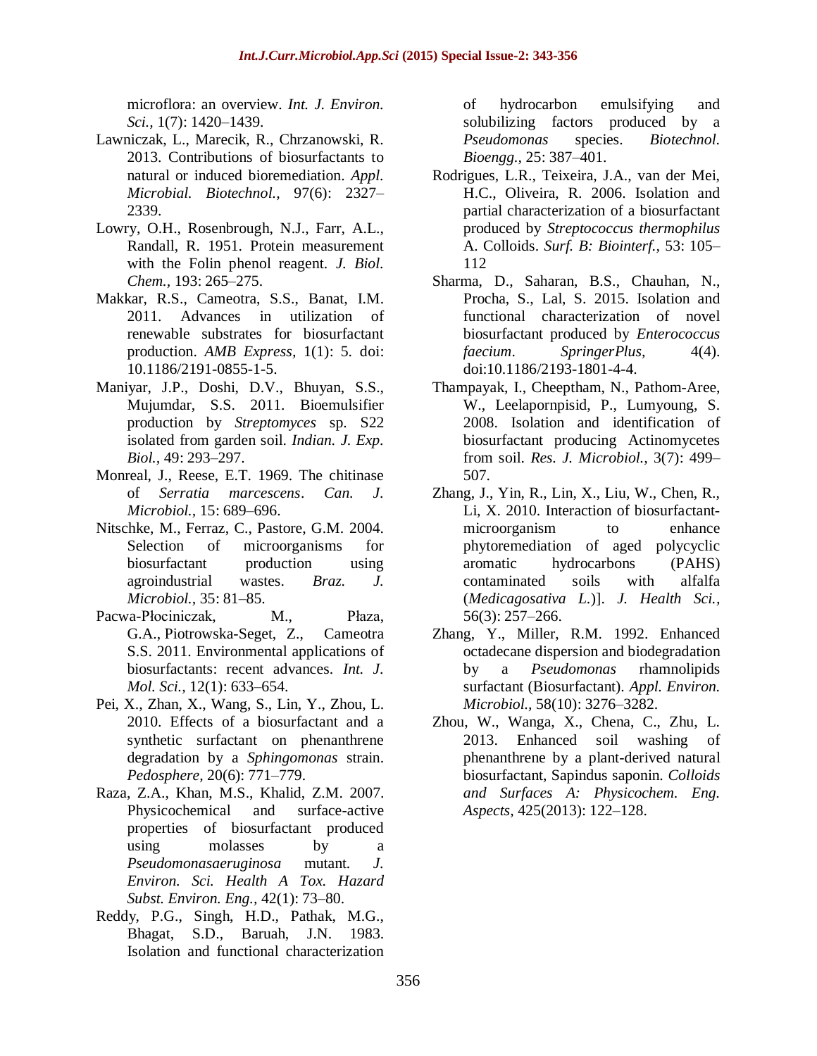microflora: an overview. *Int. J. Environ. Sci.*, 1(7): 1420–1439.

Lawniczak, L., Marecik, R., Chrzanowski, R. 2013. Contributions of biosurfactants to natural or induced bioremediation. *Appl. Microbial. Biotechnol.*, 97(6): 2327–2339.

Lowry, O.H., Rosenbrough, N.J., Farr, A.L., Randall, R. 1951. Protein measurement with the Folin phenol reagent. *J. Biol. Chem.*, 193: 265–275.

Makkar, R.S., Cameotra, S.S., Banat, I.M. 2011. Advances in utilization of renewable substrates for biosurfactant production. *AMB Express*, 1(1): 5. doi: 10.1186/2191-0855-1-5.

Maniyar, J.P., Doshi, D.V., Bhuyan, S.S., Mujumdar, S.S. 2011. Bioemulsifier production by *Streptomyces* sp. S22 isolated from garden soil. *Indian. J. Exp. Biol.*, 49: 293–297.

Monreal, J., Reese, E.T. 1969. The chitinase of *Serratia marcescens*. *Can. J. Microbiol.*, 15: 689–696.

Nitschke, M., Ferraz, C., Pastore, G.M. 2004. Selection of microorganisms for biosurfactant production using agroindustrial wastes. *Braz. J. Microbiol.*, 35: 81–85.

Pacwa-Płociniczak, M., Płaza, G.A., Piotrowska-Seget, Z., Cameotra S.S. 2011. Environmental applications of biosurfactants: recent advances. *Int. J. Mol. Sci.*, 12(1): 633–654.

Pei, X., Zhan, X., Wang, S., Lin, Y., Zhou, L. 2010. Effects of a biosurfactant and a synthetic surfactant on phenanthrene degradation by a *Sphingomonas* strain. *Pedosphere*, 20(6): 771–779.

Raza, Z.A., Khan, M.S., Khalid, Z.M. 2007. Physicochemical and surface-active properties of biosurfactant produced using molasses by a *Pseudomonasaeruginosa* mutant. *J. Environ. Sci. Health A Tox. Hazard Subst. Environ. Eng.*, 42(1): 73–80.

Reddy, P.G., Singh, H.D., Pathak, M.G., Bhagat, S.D., Baruah, J.N. 1983. Isolation and functional characterization of hydrocarbon emulsifying and solubilizing factors produced by a *Pseudomonas* species. *Biotechnol. Bioengg.*, 25: 387–401.

Rodrigues, L.R., Teixeira, J.A., van der Mei, H.C., Oliveira, R. 2006. Isolation and partial characterization of a biosurfactant produced by *Streptococcus thermophilus* A. Colloids. *Surf. B: Biointerf.*, 53: 105–112

Sharma, D., Saharan, B.S., Chauhan, N., Procha, S., Lal, S. 2015. Isolation and functional characterization of novel biosurfactant produced by *Enterococcus faecium*. *SpringerPlus*, 4(4). doi:10.1186/2193-1801-4-4.

Thampayak, I., Cheeptham, N., Pathom-Aree, W., Leelapornpisid, P., Lumyoung, S. 2008. Isolation and identification of biosurfactant producing Actinomycetes from soil. *Res. J. Microbiol.*, 3(7): 499–507.

Zhang, J., Yin, R., Lin, X., Liu, W., Chen, R., Li, X. 2010. Interaction of biosurfactant-microorganism to enhance phytoremediation of aged polycyclic aromatic hydrocarbons (PAHS) contaminated soils with alfalfa (*Medicagosativa L.*)]. *J. Health Sci.*, 56(3): 257–266.

Zhang, Y., Miller, R.M. 1992. Enhanced octadecane dispersion and biodegradation by a *Pseudomonas* rhamnolipids surfactant (Biosurfactant). *Appl. Environ. Microbiol.*, 58(10): 3276–3282.

Zhou, W., Wanga, X., Chena, C., Zhu, L. 2013. Enhanced soil washing of phenanthrene by a plant-derived natural biosurfactant, Sapindus saponin. *Colloids and Surfaces A: Physicochem. Eng. Aspects*, 425(2013): 122–128.